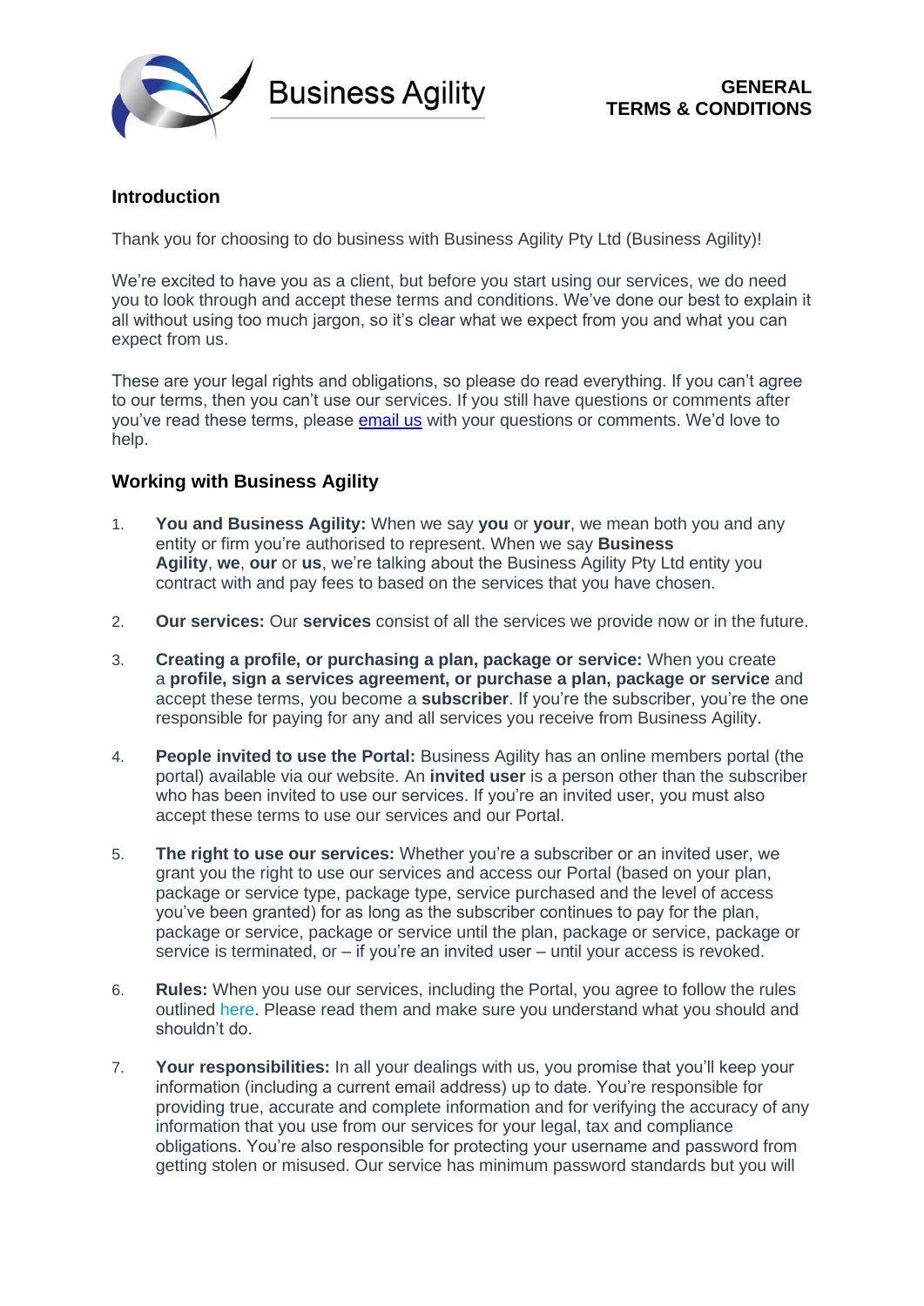Business Agility

**GENERAL TERMS & CONDITIONS**

## Introduction

Thank you for choosing to do business with Business Agility Pty Ltd (Business Agility)!

We're excited to have you as a client, but before you start using our services, we do need you to look through and accept these terms and conditions. We've done our best to explain it all without using too much jargon, so it's clear what we expect from you and what you can expect from us.

These are your legal rights and obligations, so please do read everything. If you can't agree to our terms, then you can't use our services. If you still have questions or comments after you've read these terms, please email us with your questions or comments. We'd love to help.

## Working with Business Agility

1. **You and Business Agility:** When we say **you** or **your**, we mean both you and any entity or firm you're authorised to represent. When we say **Business Agility**, **we**, **our** or **us**, we're talking about the Business Agility Pty Ltd entity you contract with and pay fees to based on the services that you have chosen.

2. **Our services:** Our **services** consist of all the services we provide now or in the future.

3. **Creating a profile, or purchasing a plan, package or service:** When you create a **profile, sign a services agreement, or purchase a plan, package or service** and accept these terms, you become a **subscriber**. If you're the subscriber, you're the one responsible for paying for any and all services you receive from Business Agility.

4. **People invited to use the Portal:** Business Agility has an online members portal (the portal) available via our website. An **invited user** is a person other than the subscriber who has been invited to use our services. If you're an invited user, you must also accept these terms to use our services and our Portal.

5. **The right to use our services:** Whether you're a subscriber or an invited user, we grant you the right to use our services and access our Portal (based on your plan, package or service type, package type, service purchased and the level of access you've been granted) for as long as the subscriber continues to pay for the plan, package or service, package or service until the plan, package or service, package or service is terminated, or – if you're an invited user – until your access is revoked.

6. **Rules:** When you use our services, including the Portal, you agree to follow the rules outlined here. Please read them and make sure you understand what you should and shouldn't do.

7. **Your responsibilities:** In all your dealings with us, you promise that you'll keep your information (including a current email address) up to date. You're responsible for providing true, accurate and complete information and for verifying the accuracy of any information that you use from our services for your legal, tax and compliance obligations. You're also responsible for protecting your username and password from getting stolen or misused. Our service has minimum password standards but you will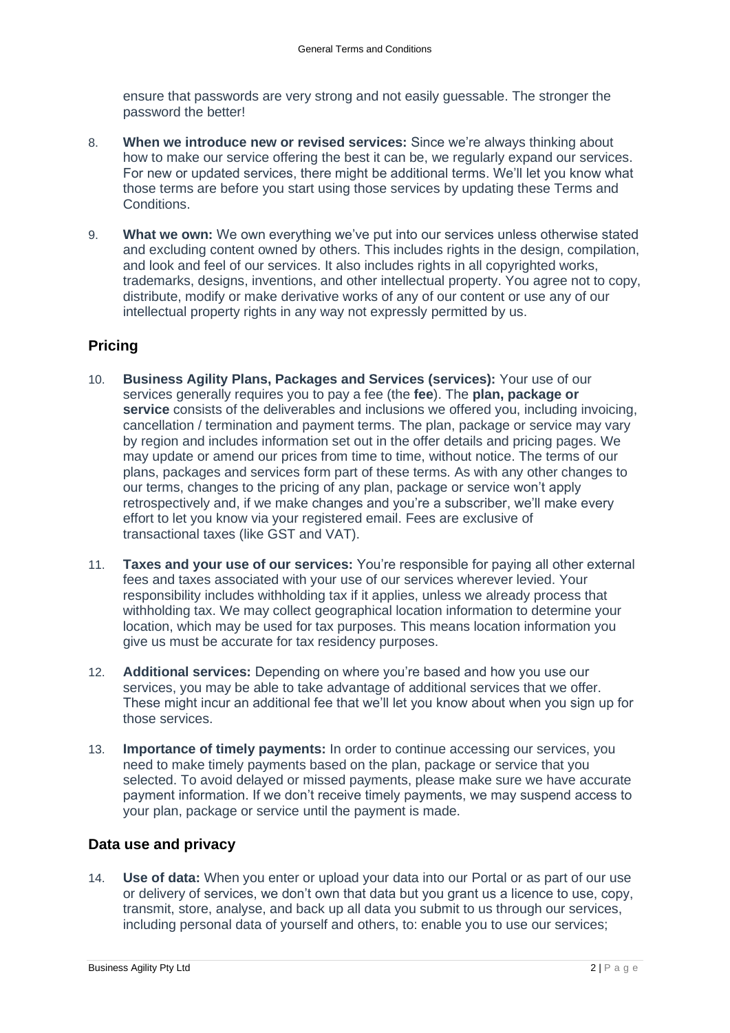ensure that passwords are very strong and not easily guessable. The stronger the password the better!

8. **When we introduce new or revised services:** Since we're always thinking about how to make our service offering the best it can be, we regularly expand our services. For new or updated services, there might be additional terms. We'll let you know what those terms are before you start using those services by updating these Terms and Conditions.

9. **What we own:** We own everything we've put into our services unless otherwise stated and excluding content owned by others. This includes rights in the design, compilation, and look and feel of our services. It also includes rights in all copyrighted works, trademarks, designs, inventions, and other intellectual property. You agree not to copy, distribute, modify or make derivative works of any of our content or use any of our intellectual property rights in any way not expressly permitted by us.

## Pricing

10. **Business Agility Plans, Packages and Services (services):** Your use of our services generally requires you to pay a fee (the **fee**). The **plan, package or service** consists of the deliverables and inclusions we offered you, including invoicing, cancellation / termination and payment terms. The plan, package or service may vary by region and includes information set out in the offer details and pricing pages. We may update or amend our prices from time to time, without notice. The terms of our plans, packages and services form part of these terms. As with any other changes to our terms, changes to the pricing of any plan, package or service won't apply retrospectively and, if we make changes and you're a subscriber, we'll make every effort to let you know via your registered email. Fees are exclusive of transactional taxes (like GST and VAT).

11. **Taxes and your use of our services:** You're responsible for paying all other external fees and taxes associated with your use of our services wherever levied. Your responsibility includes withholding tax if it applies, unless we already process that withholding tax. We may collect geographical location information to determine your location, which may be used for tax purposes. This means location information you give us must be accurate for tax residency purposes.

12. **Additional services:** Depending on where you're based and how you use our services, you may be able to take advantage of additional services that we offer. These might incur an additional fee that we'll let you know about when you sign up for those services.

13. **Importance of timely payments:** In order to continue accessing our services, you need to make timely payments based on the plan, package or service that you selected. To avoid delayed or missed payments, please make sure we have accurate payment information. If we don't receive timely payments, we may suspend access to your plan, package or service until the payment is made.

## Data use and privacy

14. **Use of data:** When you enter or upload your data into our Portal or as part of our use or delivery of services, we don't own that data but you grant us a licence to use, copy, transmit, store, analyse, and back up all data you submit to us through our services, including personal data of yourself and others, to: enable you to use our services;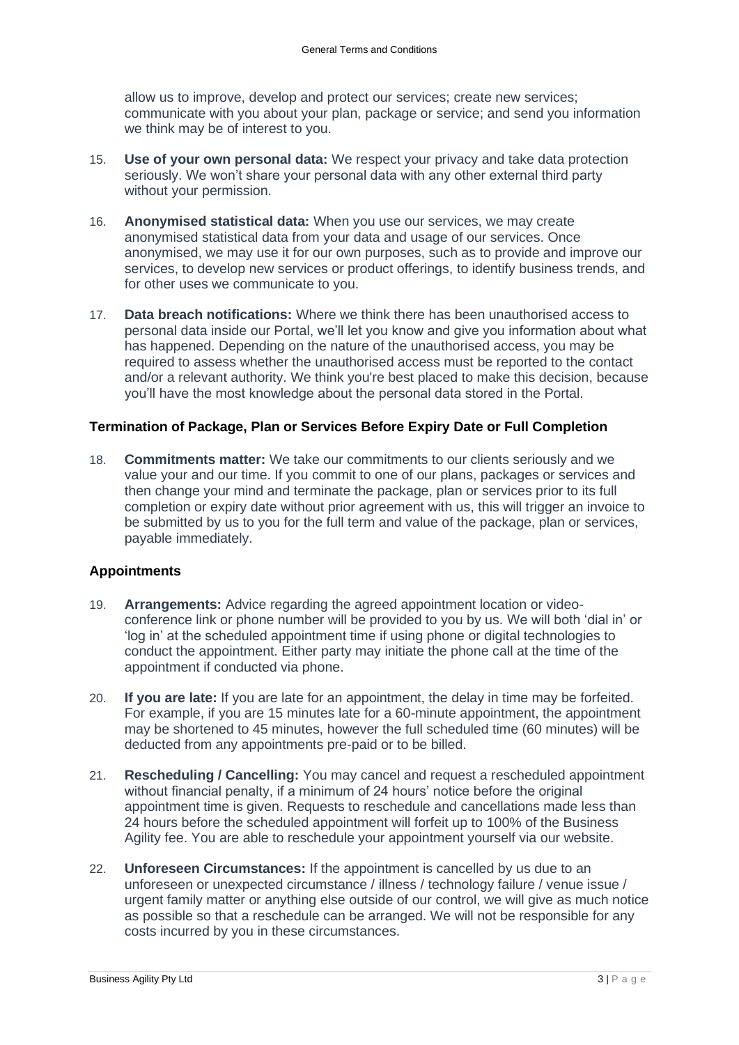allow us to improve, develop and protect our services; create new services; communicate with you about your plan, package or service; and send you information we think may be of interest to you.

15. **Use of your own personal data:** We respect your privacy and take data protection seriously. We won't share your personal data with any other external third party without your permission.

16. **Anonymised statistical data:** When you use our services, we may create anonymised statistical data from your data and usage of our services. Once anonymised, we may use it for our own purposes, such as to provide and improve our services, to develop new services or product offerings, to identify business trends, and for other uses we communicate to you.

17. **Data breach notifications:** Where we think there has been unauthorised access to personal data inside our Portal, we'll let you know and give you information about what has happened. Depending on the nature of the unauthorised access, you may be required to assess whether the unauthorised access must be reported to the contact and/or a relevant authority. We think you're best placed to make this decision, because you'll have the most knowledge about the personal data stored in the Portal.

### Termination of Package, Plan or Services Before Expiry Date or Full Completion

18. **Commitments matter:** We take our commitments to our clients seriously and we value your and our time. If you commit to one of our plans, packages or services and then change your mind and terminate the package, plan or services prior to its full completion or expiry date without prior agreement with us, this will trigger an invoice to be submitted by us to you for the full term and value of the package, plan or services, payable immediately.

### Appointments

19. **Arrangements:** Advice regarding the agreed appointment location or video-conference link or phone number will be provided to you by us. We will both 'dial in' or 'log in' at the scheduled appointment time if using phone or digital technologies to conduct the appointment. Either party may initiate the phone call at the time of the appointment if conducted via phone.

20. **If you are late:** If you are late for an appointment, the delay in time may be forfeited. For example, if you are 15 minutes late for a 60-minute appointment, the appointment may be shortened to 45 minutes, however the full scheduled time (60 minutes) will be deducted from any appointments pre-paid or to be billed.

21. **Rescheduling / Cancelling:** You may cancel and request a rescheduled appointment without financial penalty, if a minimum of 24 hours' notice before the original appointment time is given. Requests to reschedule and cancellations made less than 24 hours before the scheduled appointment will forfeit up to 100% of the Business Agility fee. You are able to reschedule your appointment yourself via our website.

22. **Unforeseen Circumstances:** If the appointment is cancelled by us due to an unforeseen or unexpected circumstance / illness / technology failure / venue issue / urgent family matter or anything else outside of our control, we will give as much notice as possible so that a reschedule can be arranged. We will not be responsible for any costs incurred by you in these circumstances.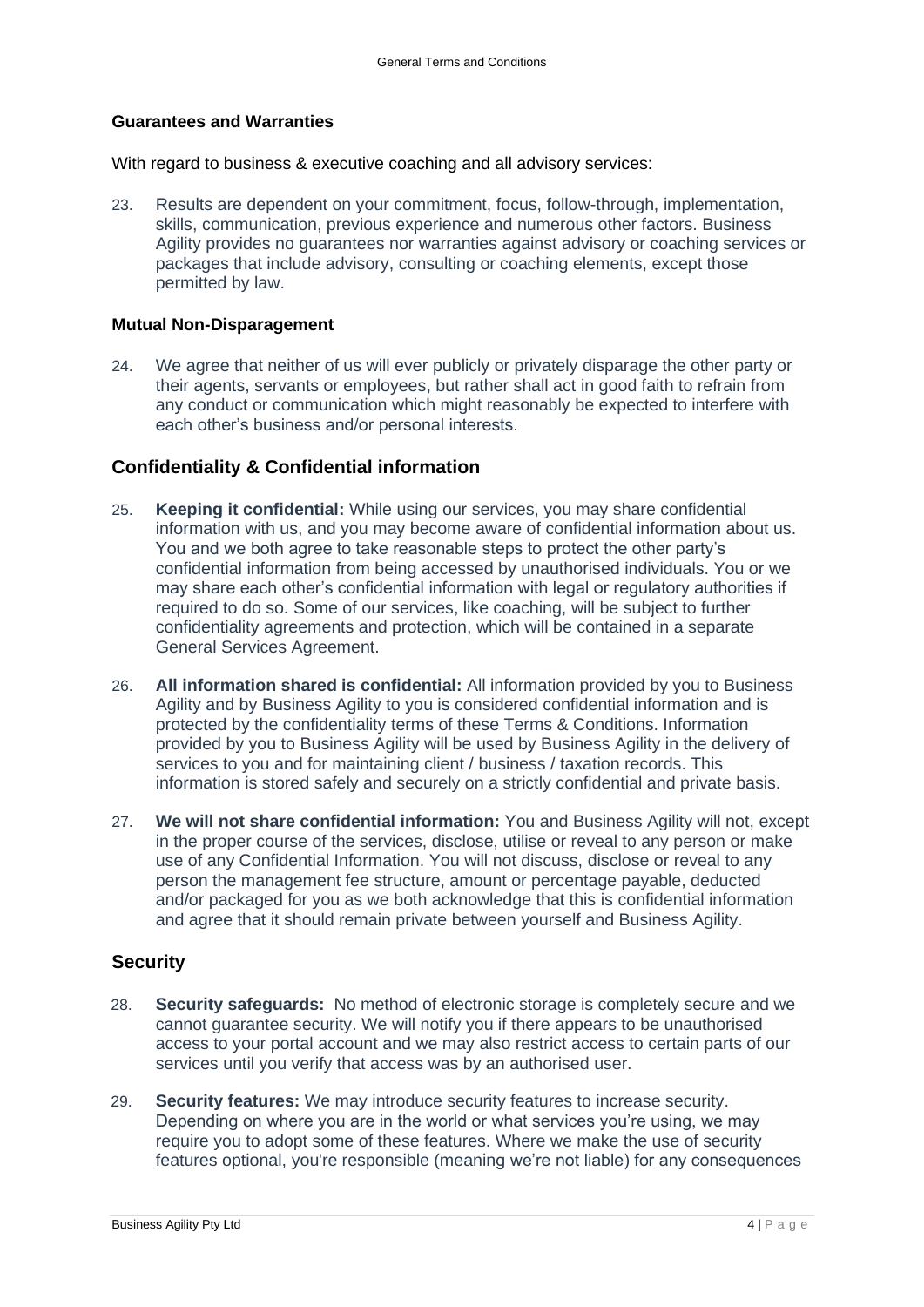### Guarantees and Warranties

With regard to business & executive coaching and all advisory services:

23. Results are dependent on your commitment, focus, follow-through, implementation, skills, communication, previous experience and numerous other factors. Business Agility provides no guarantees nor warranties against advisory or coaching services or packages that include advisory, consulting or coaching elements, except those permitted by law.

### Mutual Non-Disparagement

24. We agree that neither of us will ever publicly or privately disparage the other party or their agents, servants or employees, but rather shall act in good faith to refrain from any conduct or communication which might reasonably be expected to interfere with each other's business and/or personal interests.

## Confidentiality & Confidential information

25. **Keeping it confidential:** While using our services, you may share confidential information with us, and you may become aware of confidential information about us. You and we both agree to take reasonable steps to protect the other party's confidential information from being accessed by unauthorised individuals. You or we may share each other's confidential information with legal or regulatory authorities if required to do so. Some of our services, like coaching, will be subject to further confidentiality agreements and protection, which will be contained in a separate General Services Agreement.

26. **All information shared is confidential:** All information provided by you to Business Agility and by Business Agility to you is considered confidential information and is protected by the confidentiality terms of these Terms & Conditions. Information provided by you to Business Agility will be used by Business Agility in the delivery of services to you and for maintaining client / business / taxation records. This information is stored safely and securely on a strictly confidential and private basis.

27. **We will not share confidential information:** You and Business Agility will not, except in the proper course of the services, disclose, utilise or reveal to any person or make use of any Confidential Information. You will not discuss, disclose or reveal to any person the management fee structure, amount or percentage payable, deducted and/or packaged for you as we both acknowledge that this is confidential information and agree that it should remain private between yourself and Business Agility.

## Security

28. **Security safeguards:** No method of electronic storage is completely secure and we cannot guarantee security. We will notify you if there appears to be unauthorised access to your portal account and we may also restrict access to certain parts of our services until you verify that access was by an authorised user.

29. **Security features:** We may introduce security features to increase security. Depending on where you are in the world or what services you're using, we may require you to adopt some of these features. Where we make the use of security features optional, you're responsible (meaning we're not liable) for any consequences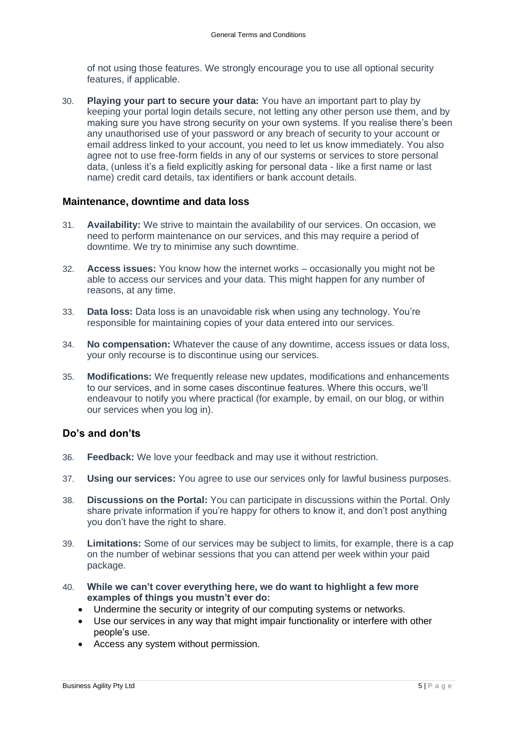of not using those features. We strongly encourage you to use all optional security features, if applicable.

30. **Playing your part to secure your data:** You have an important part to play by keeping your portal login details secure, not letting any other person use them, and by making sure you have strong security on your own systems. If you realise there's been any unauthorised use of your password or any breach of security to your account or email address linked to your account, you need to let us know immediately. You also agree not to use free-form fields in any of our systems or services to store personal data, (unless it's a field explicitly asking for personal data - like a first name or last name) credit card details, tax identifiers or bank account details.

## Maintenance, downtime and data loss

31. **Availability:** We strive to maintain the availability of our services. On occasion, we need to perform maintenance on our services, and this may require a period of downtime. We try to minimise any such downtime.

32. **Access issues:** You know how the internet works – occasionally you might not be able to access our services and your data. This might happen for any number of reasons, at any time.

33. **Data loss:** Data loss is an unavoidable risk when using any technology. You're responsible for maintaining copies of your data entered into our services.

34. **No compensation:** Whatever the cause of any downtime, access issues or data loss, your only recourse is to discontinue using our services.

35. **Modifications:** We frequently release new updates, modifications and enhancements to our services, and in some cases discontinue features. Where this occurs, we'll endeavour to notify you where practical (for example, by email, on our blog, or within our services when you log in).

## Do's and don'ts

36. **Feedback:** We love your feedback and may use it without restriction.

37. **Using our services:** You agree to use our services only for lawful business purposes.

38. **Discussions on the Portal:** You can participate in discussions within the Portal. Only share private information if you're happy for others to know it, and don't post anything you don't have the right to share.

39. **Limitations:** Some of our services may be subject to limits, for example, there is a cap on the number of webinar sessions that you can attend per week within your paid package.

40. **While we can't cover everything here, we do want to highlight a few more examples of things you mustn't ever do:**
    - Undermine the security or integrity of our computing systems or networks.
    - Use our services in any way that might impair functionality or interfere with other people's use.
    - Access any system without permission.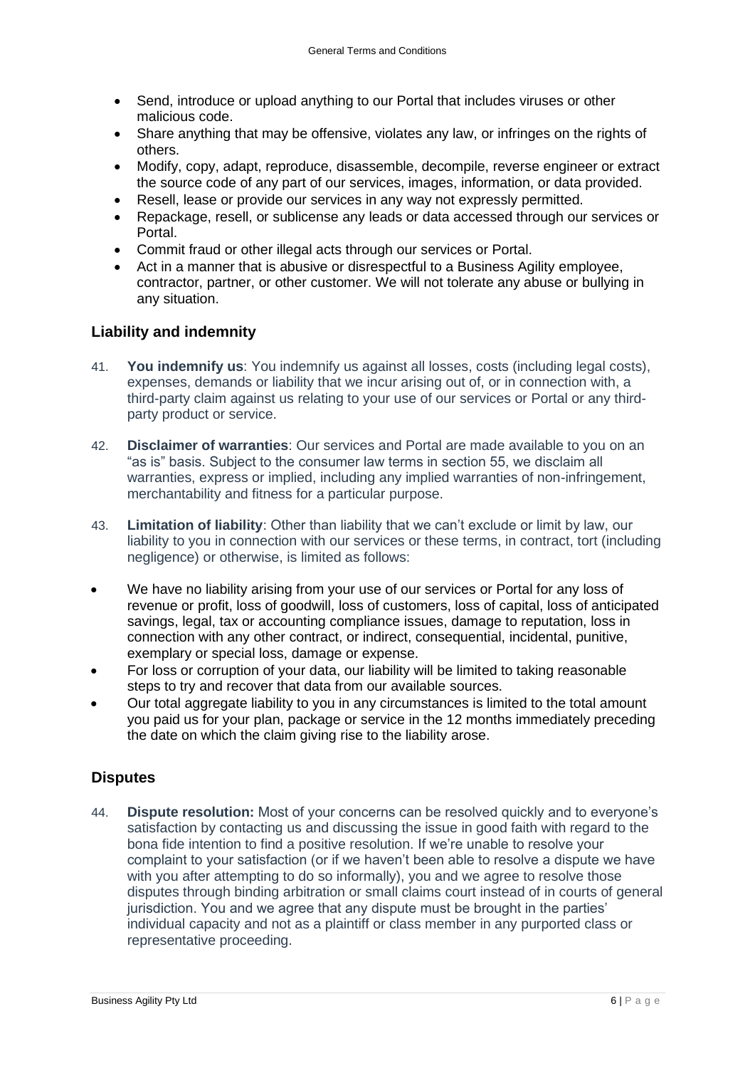- Send, introduce or upload anything to our Portal that includes viruses or other malicious code.
- Share anything that may be offensive, violates any law, or infringes on the rights of others.
- Modify, copy, adapt, reproduce, disassemble, decompile, reverse engineer or extract the source code of any part of our services, images, information, or data provided.
- Resell, lease or provide our services in any way not expressly permitted.
- Repackage, resell, or sublicense any leads or data accessed through our services or Portal.
- Commit fraud or other illegal acts through our services or Portal.
- Act in a manner that is abusive or disrespectful to a Business Agility employee, contractor, partner, or other customer. We will not tolerate any abuse or bullying in any situation.

## Liability and indemnity

41. **You indemnify us**: You indemnify us against all losses, costs (including legal costs), expenses, demands or liability that we incur arising out of, or in connection with, a third-party claim against us relating to your use of our services or Portal or any third-party product or service.

42. **Disclaimer of warranties**: Our services and Portal are made available to you on an "as is" basis. Subject to the consumer law terms in section 55, we disclaim all warranties, express or implied, including any implied warranties of non-infringement, merchantability and fitness for a particular purpose.

43. **Limitation of liability**: Other than liability that we can't exclude or limit by law, our liability to you in connection with our services or these terms, in contract, tort (including negligence) or otherwise, is limited as follows:

- We have no liability arising from your use of our services or Portal for any loss of revenue or profit, loss of goodwill, loss of customers, loss of capital, loss of anticipated savings, legal, tax or accounting compliance issues, damage to reputation, loss in connection with any other contract, or indirect, consequential, incidental, punitive, exemplary or special loss, damage or expense.
- For loss or corruption of your data, our liability will be limited to taking reasonable steps to try and recover that data from our available sources.
- Our total aggregate liability to you in any circumstances is limited to the total amount you paid us for your plan, package or service in the 12 months immediately preceding the date on which the claim giving rise to the liability arose.

## Disputes

44. **Dispute resolution:** Most of your concerns can be resolved quickly and to everyone's satisfaction by contacting us and discussing the issue in good faith with regard to the bona fide intention to find a positive resolution. If we're unable to resolve your complaint to your satisfaction (or if we haven't been able to resolve a dispute we have with you after attempting to do so informally), you and we agree to resolve those disputes through binding arbitration or small claims court instead of in courts of general jurisdiction. You and we agree that any dispute must be brought in the parties' individual capacity and not as a plaintiff or class member in any purported class or representative proceeding.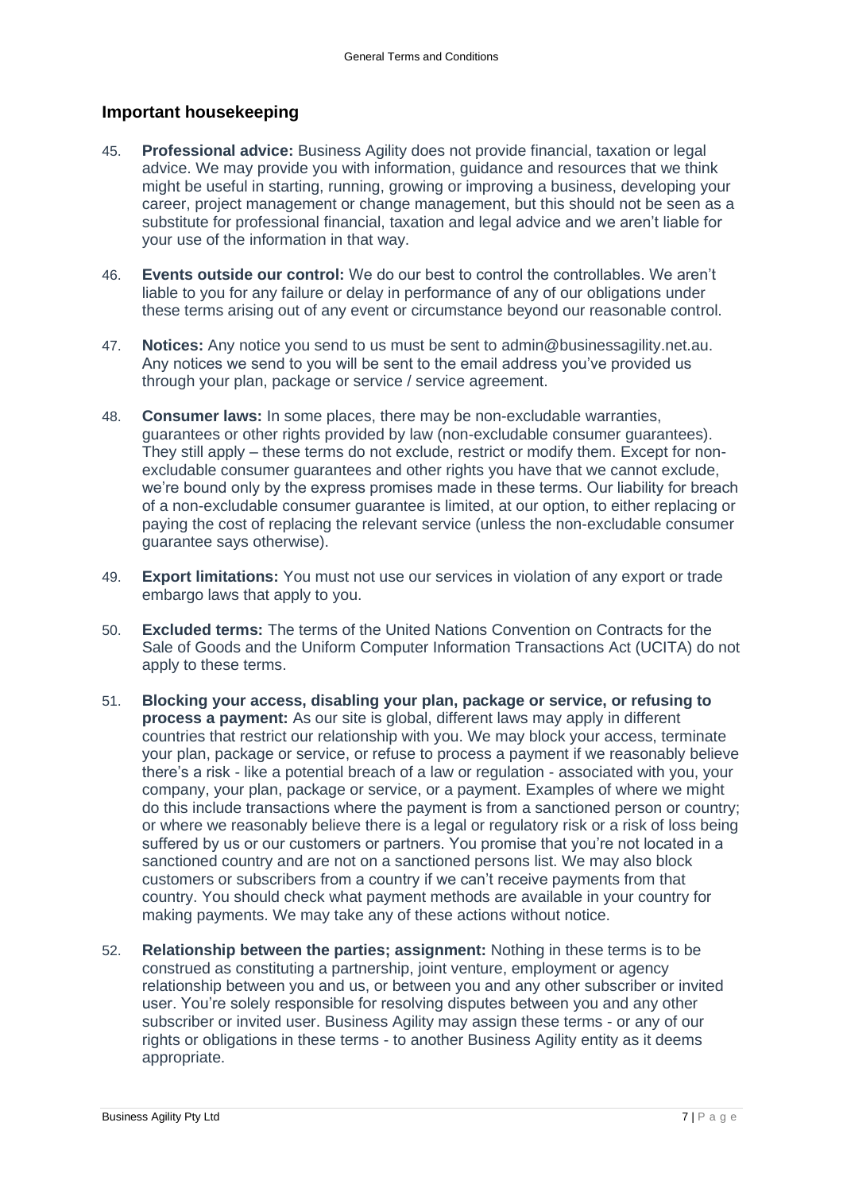## Important housekeeping

45. **Professional advice:** Business Agility does not provide financial, taxation or legal advice. We may provide you with information, guidance and resources that we think might be useful in starting, running, growing or improving a business, developing your career, project management or change management, but this should not be seen as a substitute for professional financial, taxation and legal advice and we aren't liable for your use of the information in that way.

46. **Events outside our control:** We do our best to control the controllables. We aren't liable to you for any failure or delay in performance of any of our obligations under these terms arising out of any event or circumstance beyond our reasonable control.

47. **Notices:** Any notice you send to us must be sent to admin@businessagility.net.au. Any notices we send to you will be sent to the email address you've provided us through your plan, package or service / service agreement.

48. **Consumer laws:** In some places, there may be non-excludable warranties, guarantees or other rights provided by law (non-excludable consumer guarantees). They still apply – these terms do not exclude, restrict or modify them. Except for non-excludable consumer guarantees and other rights you have that we cannot exclude, we're bound only by the express promises made in these terms. Our liability for breach of a non-excludable consumer guarantee is limited, at our option, to either replacing or paying the cost of replacing the relevant service (unless the non-excludable consumer guarantee says otherwise).

49. **Export limitations:** You must not use our services in violation of any export or trade embargo laws that apply to you.

50. **Excluded terms:** The terms of the United Nations Convention on Contracts for the Sale of Goods and the Uniform Computer Information Transactions Act (UCITA) do not apply to these terms.

51. **Blocking your access, disabling your plan, package or service, or refusing to process a payment:** As our site is global, different laws may apply in different countries that restrict our relationship with you. We may block your access, terminate your plan, package or service, or refuse to process a payment if we reasonably believe there's a risk - like a potential breach of a law or regulation - associated with you, your company, your plan, package or service, or a payment. Examples of where we might do this include transactions where the payment is from a sanctioned person or country; or where we reasonably believe there is a legal or regulatory risk or a risk of loss being suffered by us or our customers or partners. You promise that you're not located in a sanctioned country and are not on a sanctioned persons list. We may also block customers or subscribers from a country if we can't receive payments from that country. You should check what payment methods are available in your country for making payments. We may take any of these actions without notice.

52. **Relationship between the parties; assignment:** Nothing in these terms is to be construed as constituting a partnership, joint venture, employment or agency relationship between you and us, or between you and any other subscriber or invited user. You're solely responsible for resolving disputes between you and any other subscriber or invited user. Business Agility may assign these terms - or any of our rights or obligations in these terms - to another Business Agility entity as it deems appropriate.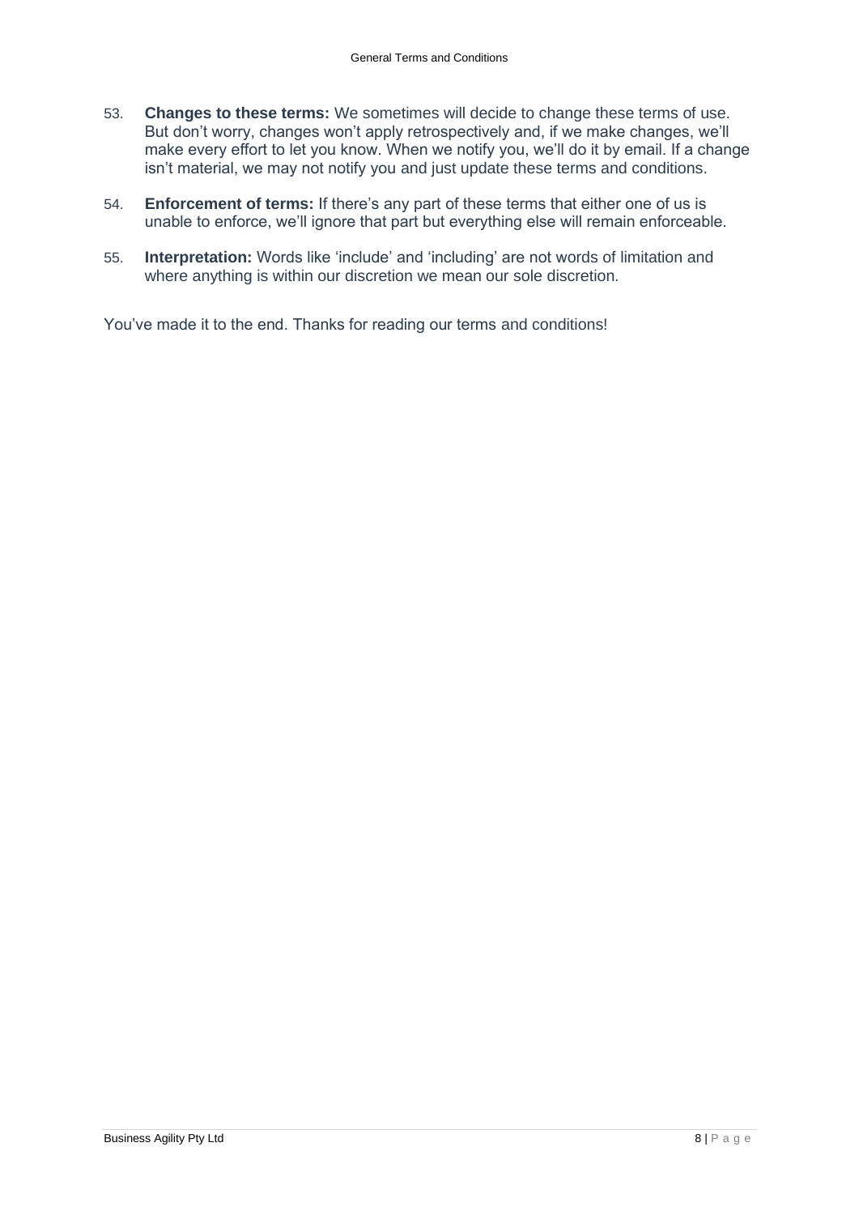53. **Changes to these terms:** We sometimes will decide to change these terms of use. But don't worry, changes won't apply retrospectively and, if we make changes, we'll make every effort to let you know. When we notify you, we'll do it by email. If a change isn't material, we may not notify you and just update these terms and conditions.

54. **Enforcement of terms:** If there's any part of these terms that either one of us is unable to enforce, we'll ignore that part but everything else will remain enforceable.

55. **Interpretation:** Words like 'include' and 'including' are not words of limitation and where anything is within our discretion we mean our sole discretion.

You've made it to the end. Thanks for reading our terms and conditions!